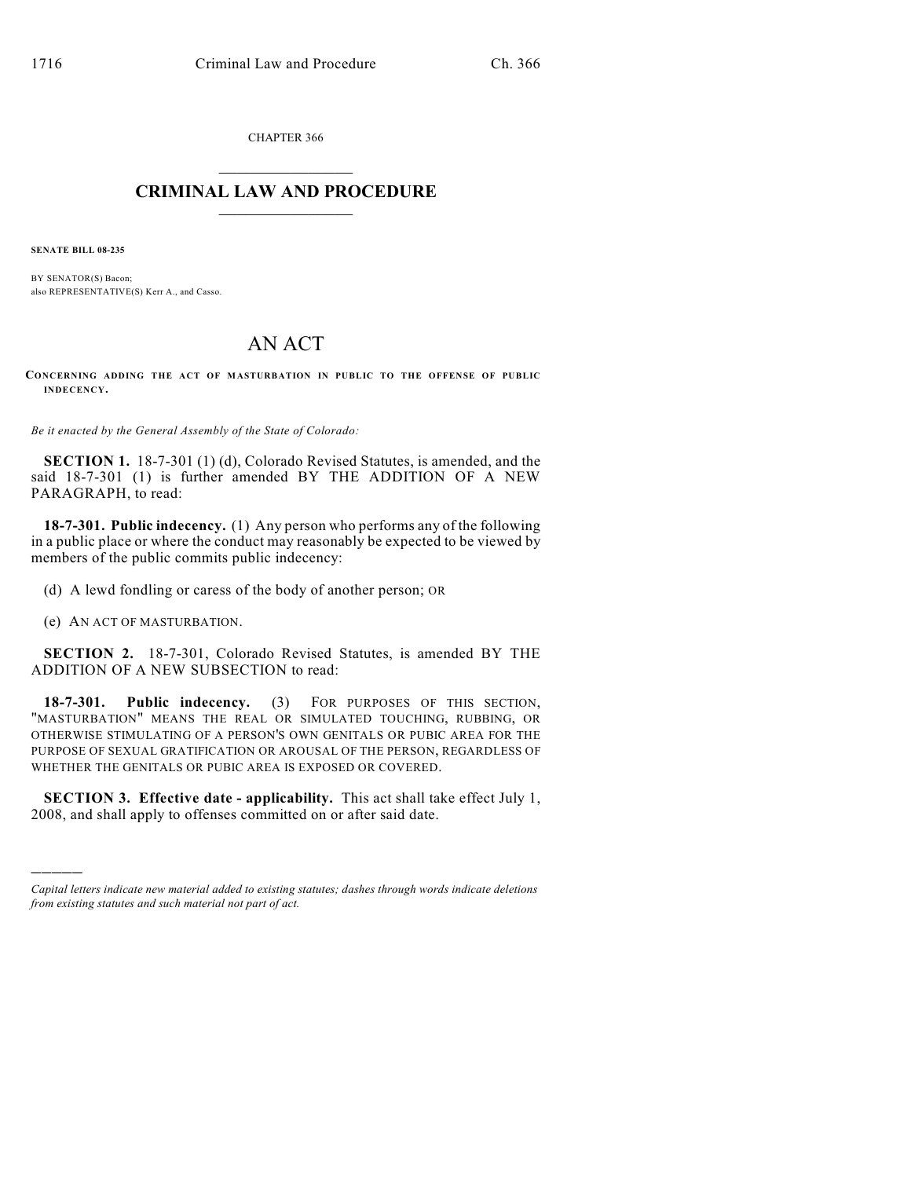CHAPTER 366

# CRIMINAL LAW AND PROCEDURE

**SENATE BILL 08-235**

BY SENATOR(S) Bacon;
also REPRESENTATIVE(S) Kerr A., and Casso.

# AN ACT

**CONCERNING ADDING THE ACT OF MASTURBATION IN PUBLIC TO THE OFFENSE OF PUBLIC INDECENCY.**

*Be it enacted by the General Assembly of the State of Colorado:*

**SECTION 1.** 18-7-301 (1) (d), Colorado Revised Statutes, is amended, and the said 18-7-301 (1) is further amended BY THE ADDITION OF A NEW PARAGRAPH, to read:

**18-7-301. Public indecency.** (1) Any person who performs any of the following in a public place or where the conduct may reasonably be expected to be viewed by members of the public commits public indecency:

(d) A lewd fondling or caress of the body of another person; OR

(e) AN ACT OF MASTURBATION.

**SECTION 2.** 18-7-301, Colorado Revised Statutes, is amended BY THE ADDITION OF A NEW SUBSECTION to read:

**18-7-301. Public indecency.** (3) FOR PURPOSES OF THIS SECTION, "MASTURBATION" MEANS THE REAL OR SIMULATED TOUCHING, RUBBING, OR OTHERWISE STIMULATING OF A PERSON'S OWN GENITALS OR PUBIC AREA FOR THE PURPOSE OF SEXUAL GRATIFICATION OR AROUSAL OF THE PERSON, REGARDLESS OF WHETHER THE GENITALS OR PUBIC AREA IS EXPOSED OR COVERED.

**SECTION 3. Effective date - applicability.** This act shall take effect July 1, 2008, and shall apply to offenses committed on or after said date.

*Capital letters indicate new material added to existing statutes; dashes through words indicate deletions from existing statutes and such material not part of act.*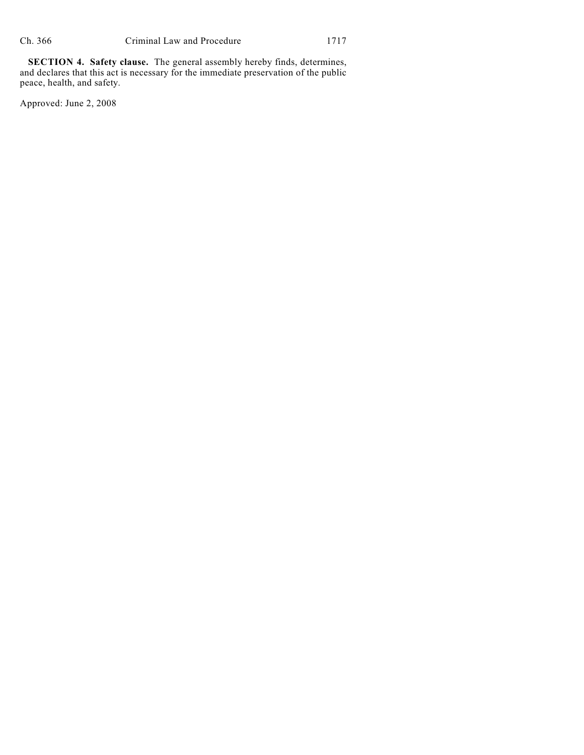**SECTION 4. Safety clause.** The general assembly hereby finds, determines, and declares that this act is necessary for the immediate preservation of the public peace, health, and safety.

Approved: June 2, 2008